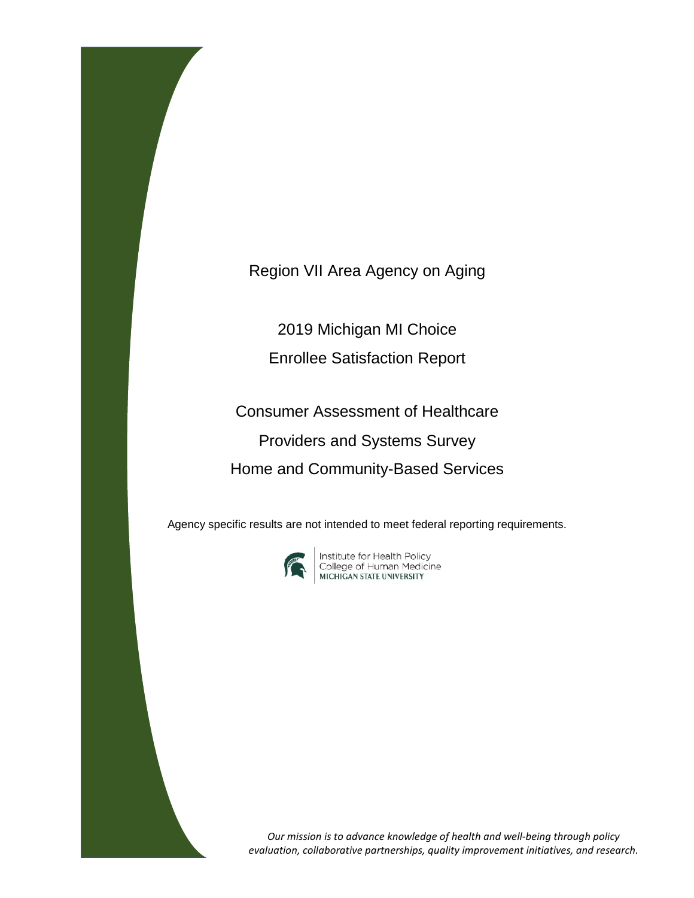# Region VII Area Agency on Aging

## 2019 Michigan MI Choice Enrollee Satisfaction Report

## Consumer Assessment of Healthcare Providers and Systems Survey Home and Community-Based Services

Agency specific results are not intended to meet federal reporting requirements.

Institute for Health Policy
College of Human Medicine
MICHIGAN STATE UNIVERSITY

*Our mission is to advance knowledge of health and well-being through policy evaluation, collaborative partnerships, quality improvement initiatives, and research.*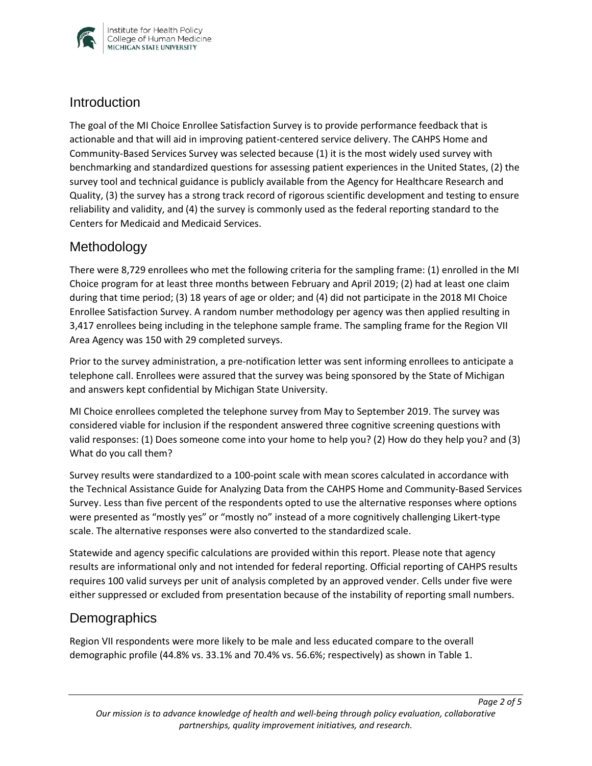## Introduction

The goal of the MI Choice Enrollee Satisfaction Survey is to provide performance feedback that is actionable and that will aid in improving patient-centered service delivery. The CAHPS Home and Community-Based Services Survey was selected because (1) it is the most widely used survey with benchmarking and standardized questions for assessing patient experiences in the United States, (2) the survey tool and technical guidance is publicly available from the Agency for Healthcare Research and Quality, (3) the survey has a strong track record of rigorous scientific development and testing to ensure reliability and validity, and (4) the survey is commonly used as the federal reporting standard to the Centers for Medicaid and Medicaid Services.

## Methodology

There were 8,729 enrollees who met the following criteria for the sampling frame: (1) enrolled in the MI Choice program for at least three months between February and April 2019; (2) had at least one claim during that time period; (3) 18 years of age or older; and (4) did not participate in the 2018 MI Choice Enrollee Satisfaction Survey. A random number methodology per agency was then applied resulting in 3,417 enrollees being including in the telephone sample frame. The sampling frame for the Region VII Area Agency was 150 with 29 completed surveys.

Prior to the survey administration, a pre-notification letter was sent informing enrollees to anticipate a telephone call. Enrollees were assured that the survey was being sponsored by the State of Michigan and answers kept confidential by Michigan State University.

MI Choice enrollees completed the telephone survey from May to September 2019. The survey was considered viable for inclusion if the respondent answered three cognitive screening questions with valid responses: (1) Does someone come into your home to help you? (2) How do they help you? and (3) What do you call them?

Survey results were standardized to a 100-point scale with mean scores calculated in accordance with the Technical Assistance Guide for Analyzing Data from the CAHPS Home and Community-Based Services Survey. Less than five percent of the respondents opted to use the alternative responses where options were presented as "mostly yes" or "mostly no" instead of a more cognitively challenging Likert-type scale. The alternative responses were also converted to the standardized scale.

Statewide and agency specific calculations are provided within this report. Please note that agency results are informational only and not intended for federal reporting. Official reporting of CAHPS results requires 100 valid surveys per unit of analysis completed by an approved vender. Cells under five were either suppressed or excluded from presentation because of the instability of reporting small numbers.

## Demographics

Region VII respondents were more likely to be male and less educated compare to the overall demographic profile (44.8% vs. 33.1% and 70.4% vs. 56.6%; respectively) as shown in Table 1.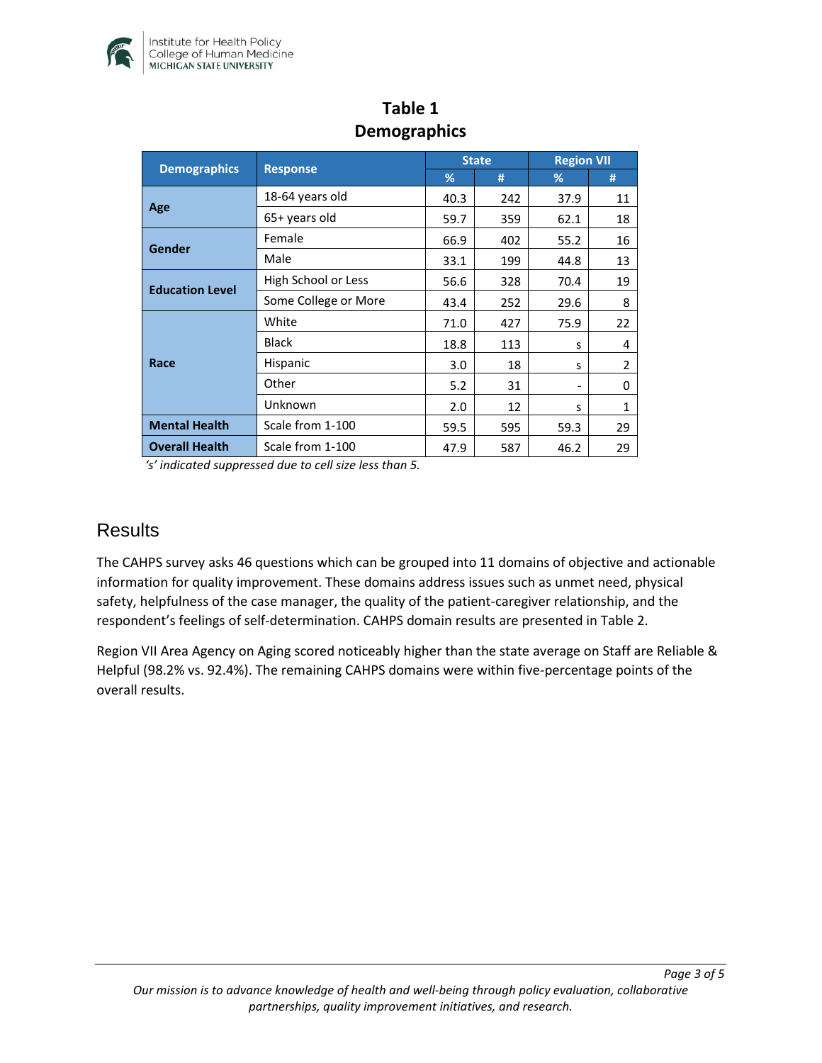## Table 1
## Demographics

| Demographics | Response | State | | Region VII | |
|---|---|---|---|---|---|
| | | % | # | % | # |
| **Age** | 18-64 years old | 40.3 | 242 | 37.9 | 11 |
| | 65+ years old | 59.7 | 359 | 62.1 | 18 |
| **Gender** | Female | 66.9 | 402 | 55.2 | 16 |
| | Male | 33.1 | 199 | 44.8 | 13 |
| **Education Level** | High School or Less | 56.6 | 328 | 70.4 | 19 |
| | Some College or More | 43.4 | 252 | 29.6 | 8 |
| **Race** | White | 71.0 | 427 | 75.9 | 22 |
| | Black | 18.8 | 113 | s | 4 |
| | Hispanic | 3.0 | 18 | s | 2 |
| | Other | 5.2 | 31 | - | 0 |
| | Unknown | 2.0 | 12 | s | 1 |
| **Mental Health** | Scale from 1-100 | 59.5 | 595 | 59.3 | 29 |
| **Overall Health** | Scale from 1-100 | 47.9 | 587 | 46.2 | 29 |

*'s' indicated suppressed due to cell size less than 5.*

# Results

The CAHPS survey asks 46 questions which can be grouped into 11 domains of objective and actionable information for quality improvement. These domains address issues such as unmet need, physical safety, helpfulness of the case manager, the quality of the patient-caregiver relationship, and the respondent's feelings of self-determination. CAHPS domain results are presented in Table 2.

Region VII Area Agency on Aging scored noticeably higher than the state average on Staff are Reliable & Helpful (98.2% vs. 92.4%). The remaining CAHPS domains were within five-percentage points of the overall results.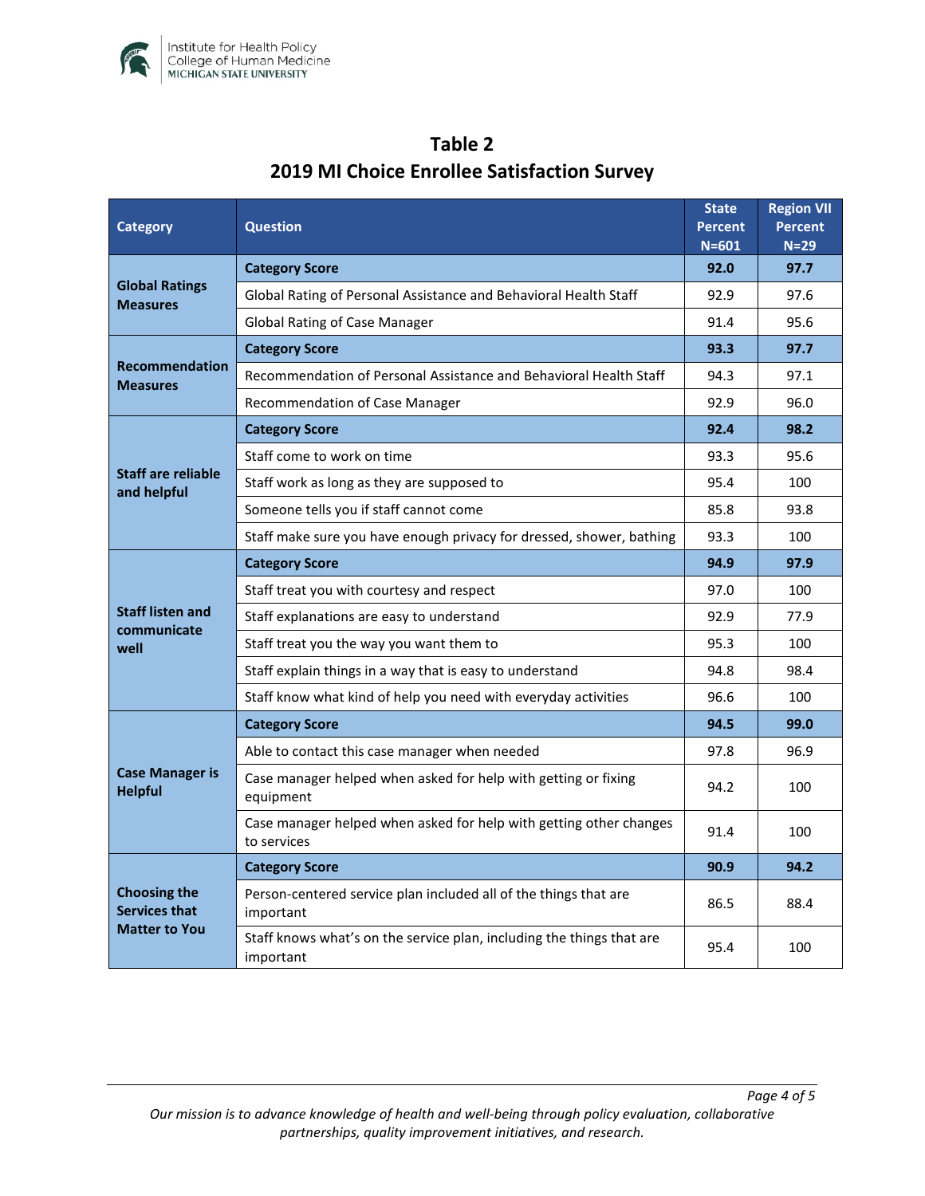## Table 2
## 2019 MI Choice Enrollee Satisfaction Survey

| Category | Question | State Percent N=601 | Region VII Percent N=29 |
|---|---|---|---|
| Global Ratings Measures | **Category Score** | **92.0** | **97.7** |
| | Global Rating of Personal Assistance and Behavioral Health Staff | 92.9 | 97.6 |
| | Global Rating of Case Manager | 91.4 | 95.6 |
| Recommendation Measures | **Category Score** | **93.3** | **97.7** |
| | Recommendation of Personal Assistance and Behavioral Health Staff | 94.3 | 97.1 |
| | Recommendation of Case Manager | 92.9 | 96.0 |
| Staff are reliable and helpful | **Category Score** | **92.4** | **98.2** |
| | Staff come to work on time | 93.3 | 95.6 |
| | Staff work as long as they are supposed to | 95.4 | 100 |
| | Someone tells you if staff cannot come | 85.8 | 93.8 |
| | Staff make sure you have enough privacy for dressed, shower, bathing | 93.3 | 100 |
| Staff listen and communicate well | **Category Score** | **94.9** | **97.9** |
| | Staff treat you with courtesy and respect | 97.0 | 100 |
| | Staff explanations are easy to understand | 92.9 | 77.9 |
| | Staff treat you the way you want them to | 95.3 | 100 |
| | Staff explain things in a way that is easy to understand | 94.8 | 98.4 |
| | Staff know what kind of help you need with everyday activities | 96.6 | 100 |
| Case Manager is Helpful | **Category Score** | **94.5** | **99.0** |
| | Able to contact this case manager when needed | 97.8 | 96.9 |
| | Case manager helped when asked for help with getting or fixing equipment | 94.2 | 100 |
| | Case manager helped when asked for help with getting other changes to services | 91.4 | 100 |
| Choosing the Services that Matter to You | **Category Score** | **90.9** | **94.2** |
| | Person-centered service plan included all of the things that are important | 86.5 | 88.4 |
| | Staff knows what's on the service plan, including the things that are important | 95.4 | 100 |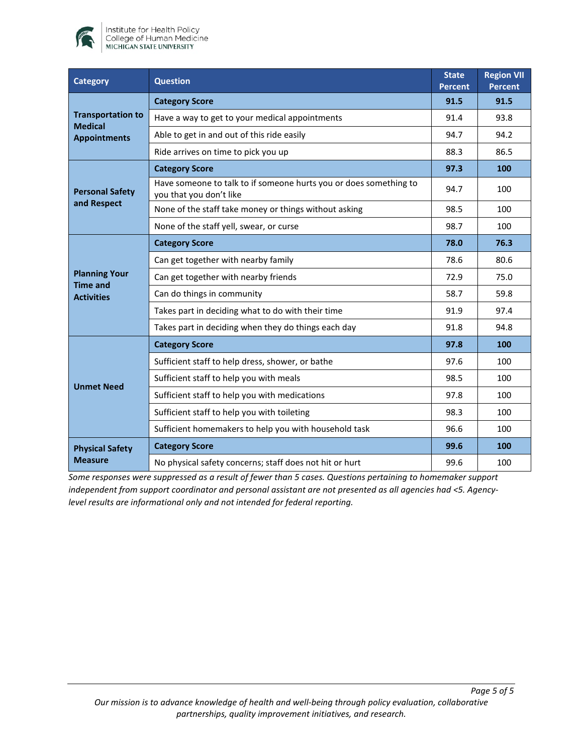| Category | Question | State Percent | Region VII Percent |
|---|---|---|---|
| Transportation to Medical Appointments | **Category Score** | **91.5** | **91.5** |
| | Have a way to get to your medical appointments | 91.4 | 93.8 |
| | Able to get in and out of this ride easily | 94.7 | 94.2 |
| | Ride arrives on time to pick you up | 88.3 | 86.5 |
| Personal Safety and Respect | **Category Score** | **97.3** | **100** |
| | Have someone to talk to if someone hurts you or does something to you that you don't like | 94.7 | 100 |
| | None of the staff take money or things without asking | 98.5 | 100 |
| | None of the staff yell, swear, or curse | 98.7 | 100 |
| Planning Your Time and Activities | **Category Score** | **78.0** | **76.3** |
| | Can get together with nearby family | 78.6 | 80.6 |
| | Can get together with nearby friends | 72.9 | 75.0 |
| | Can do things in community | 58.7 | 59.8 |
| | Takes part in deciding what to do with their time | 91.9 | 97.4 |
| | Takes part in deciding when they do things each day | 91.8 | 94.8 |
| Unmet Need | **Category Score** | **97.8** | **100** |
| | Sufficient staff to help dress, shower, or bathe | 97.6 | 100 |
| | Sufficient staff to help you with meals | 98.5 | 100 |
| | Sufficient staff to help you with medications | 97.8 | 100 |
| | Sufficient staff to help you with toileting | 98.3 | 100 |
| | Sufficient homemakers to help you with household task | 96.6 | 100 |
| Physical Safety Measure | **Category Score** | **99.6** | **100** |
| | No physical safety concerns; staff does not hit or hurt | 99.6 | 100 |

*Some responses were suppressed as a result of fewer than 5 cases. Questions pertaining to homemaker support independent from support coordinator and personal assistant are not presented as all agencies had <5. Agency-level results are informational only and not intended for federal reporting.*